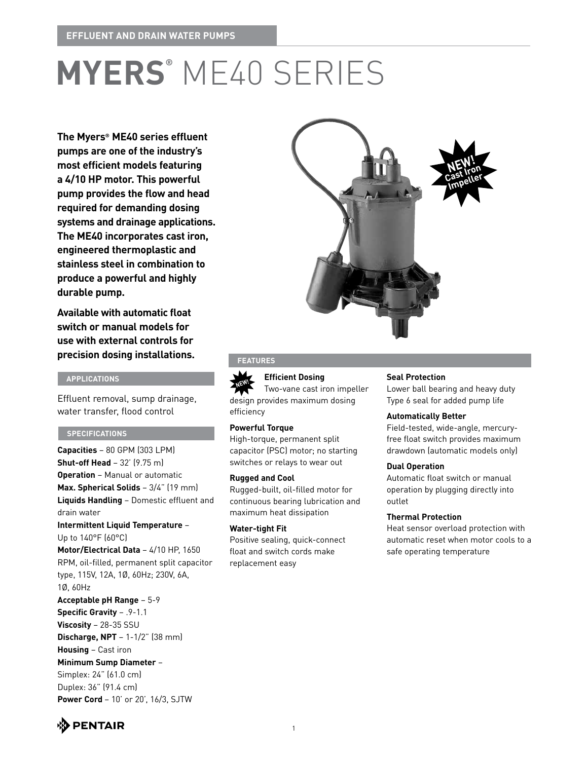EFFLUENT AND DRAIN WATER PUMPS

# MYERS® ME40 SERIES

**The Myers® ME40 series effluent pumps are one of the industry's most efficient models featuring a 4/10 HP motor. This powerful pump provides the flow and head required for demanding dosing systems and drainage applications. The ME40 incorporates cast iron, engineered thermoplastic and stainless steel in combination to produce a powerful and highly durable pump.**

**Available with automatic float switch or manual models for use with external controls for precision dosing installations.**

NEW! Cast Iron Impeller

## APPLICATIONS

Effluent removal, sump drainage, water transfer, flood control

## SPECIFICATIONS

**Capacities** – 80 GPM (303 LPM)
**Shut-off Head** – 32' (9.75 m)
**Operation** – Manual or automatic
**Max. Spherical Solids** – 3/4" (19 mm)
**Liquids Handling** – Domestic effluent and drain water
**Intermittent Liquid Temperature** – Up to 140°F (60°C)
**Motor/Electrical Data** – 4/10 HP, 1650 RPM, oil-filled, permanent split capacitor type, 115V, 12A, 1Ø, 60Hz; 230V, 6A, 1Ø, 60Hz
**Acceptable pH Range** – 5-9
**Specific Gravity** – .9-1.1
**Viscosity** – 28-35 SSU
**Discharge, NPT** – 1-1/2" (38 mm)
**Housing** – Cast iron
**Minimum Sump Diameter** –
Simplex: 24" (61.0 cm)
Duplex: 36" (91.4 cm)
**Power Cord** – 10' or 20', 16/3, SJTW

## FEATURES

**NEW! Efficient Dosing**
Two-vane cast iron impeller design provides maximum dosing efficiency

**Powerful Torque**
High-torque, permanent split capacitor (PSC) motor; no starting switches or relays to wear out

**Rugged and Cool**
Rugged-built, oil-filled motor for continuous bearing lubrication and maximum heat dissipation

**Water-tight Fit**
Positive sealing, quick-connect float and switch cords make replacement easy

**Seal Protection**
Lower ball bearing and heavy duty Type 6 seal for added pump life

**Automatically Better**
Field-tested, wide-angle, mercury-free float switch provides maximum drawdown (automatic models only)

**Dual Operation**
Automatic float switch or manual operation by plugging directly into outlet

**Thermal Protection**
Heat sensor overload protection with automatic reset when motor cools to a safe operating temperature

PENTAIR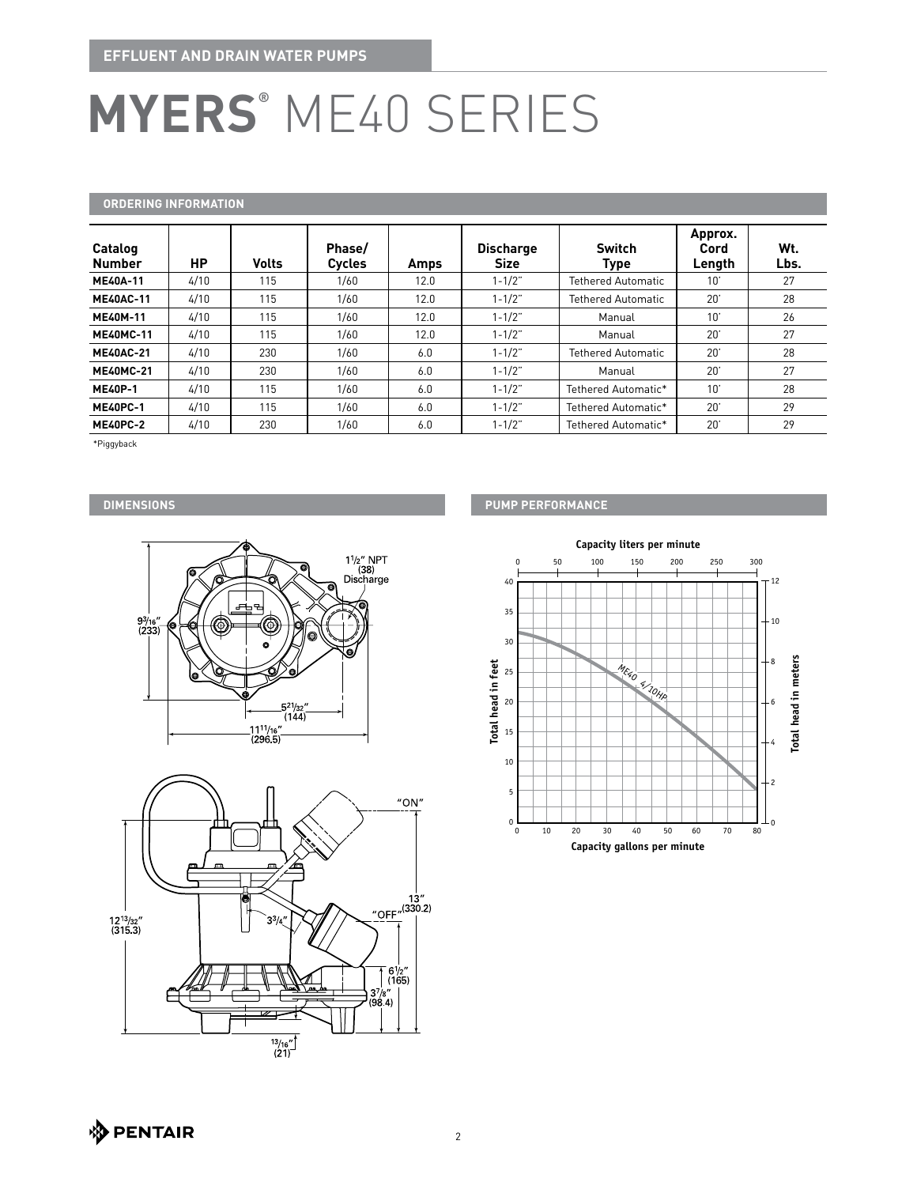EFFLUENT AND DRAIN WATER PUMPS

# MYERS® ME40 SERIES

## ORDERING INFORMATION

| Catalog Number | HP | Volts | Phase/ Cycles | Amps | Discharge Size | Switch Type | Approx. Cord Length | Wt. Lbs. |
|---|---|---|---|---|---|---|---|---|
| **ME40A-11** | 4/10 | 115 | 1/60 | 12.0 | 1-1/2" | Tethered Automatic | 10' | 27 |
| **ME40AC-11** | 4/10 | 115 | 1/60 | 12.0 | 1-1/2" | Tethered Automatic | 20' | 28 |
| **ME40M-11** | 4/10 | 115 | 1/60 | 12.0 | 1-1/2" | Manual | 10' | 26 |
| **ME40MC-11** | 4/10 | 115 | 1/60 | 12.0 | 1-1/2" | Manual | 20' | 27 |
| **ME40AC-21** | 4/10 | 230 | 1/60 | 6.0 | 1-1/2" | Tethered Automatic | 20' | 28 |
| **ME40MC-21** | 4/10 | 230 | 1/60 | 6.0 | 1-1/2" | Manual | 20' | 27 |
| **ME40P-1** | 4/10 | 115 | 1/60 | 6.0 | 1-1/2" | Tethered Automatic* | 10' | 28 |
| **ME40PC-1** | 4/10 | 115 | 1/60 | 6.0 | 1-1/2" | Tethered Automatic* | 20' | 29 |
| **ME40PC-2** | 4/10 | 230 | 1/60 | 6.0 | 1-1/2" | Tethered Automatic* | 20' | 29 |

*Piggyback

## DIMENSIONS

1½" NPT (38) Discharge

9³⁄₁₆" (233)

5²¹⁄₃₂" (144)

11¹¹⁄₁₆" (296.5)

"ON"

"OFF"

13" (330.2)

12¹³⁄₃₂" (315.3)

3¾"

6½" (165)

3⅞" (98.4)

¹³⁄₁₆" (21)

## PUMP PERFORMANCE

Capacity liters per minute

Total head in feet

Total head in meters

ME40 4/10HP

Capacity gallons per minute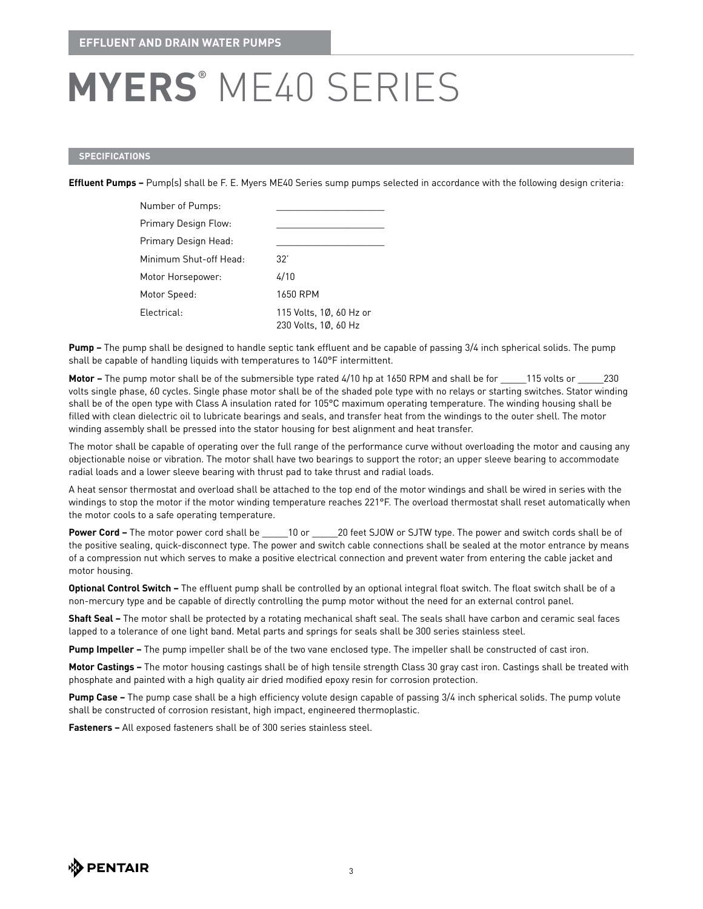EFFLUENT AND DRAIN WATER PUMPS

# MYERS® ME40 SERIES

## SPECIFICATIONS

**Effluent Pumps –** Pump(s) shall be F. E. Myers ME40 Series sump pumps selected in accordance with the following design criteria:

| | |
|---|---|
| Number of Pumps: | ____________________ |
| Primary Design Flow: | ____________________ |
| Primary Design Head: | ____________________ |
| Minimum Shut-off Head: | 32' |
| Motor Horsepower: | 4/10 |
| Motor Speed: | 1650 RPM |
| Electrical: | 115 Volts, 1Ø, 60 Hz or 230 Volts, 1Ø, 60 Hz |

**Pump –** The pump shall be designed to handle septic tank effluent and be capable of passing 3/4 inch spherical solids. The pump shall be capable of handling liquids with temperatures to 140°F intermittent.

**Motor –** The pump motor shall be of the submersible type rated 4/10 hp at 1650 RPM and shall be for _____115 volts or _____230 volts single phase, 60 cycles. Single phase motor shall be of the shaded pole type with no relays or starting switches. Stator winding shall be of the open type with Class A insulation rated for 105°C maximum operating temperature. The winding housing shall be filled with clean dielectric oil to lubricate bearings and seals, and transfer heat from the windings to the outer shell. The motor winding assembly shall be pressed into the stator housing for best alignment and heat transfer.

The motor shall be capable of operating over the full range of the performance curve without overloading the motor and causing any objectionable noise or vibration. The motor shall have two bearings to support the rotor; an upper sleeve bearing to accommodate radial loads and a lower sleeve bearing with thrust pad to take thrust and radial loads.

A heat sensor thermostat and overload shall be attached to the top end of the motor windings and shall be wired in series with the windings to stop the motor if the motor winding temperature reaches 221°F. The overload thermostat shall reset automatically when the motor cools to a safe operating temperature.

**Power Cord –** The motor power cord shall be _____10 or _____20 feet SJOW or SJTW type. The power and switch cords shall be of the positive sealing, quick-disconnect type. The power and switch cable connections shall be sealed at the motor entrance by means of a compression nut which serves to make a positive electrical connection and prevent water from entering the cable jacket and motor housing.

**Optional Control Switch –** The effluent pump shall be controlled by an optional integral float switch. The float switch shall be of a non-mercury type and be capable of directly controlling the pump motor without the need for an external control panel.

**Shaft Seal –** The motor shall be protected by a rotating mechanical shaft seal. The seals shall have carbon and ceramic seal faces lapped to a tolerance of one light band. Metal parts and springs for seals shall be 300 series stainless steel.

**Pump Impeller –** The pump impeller shall be of the two vane enclosed type. The impeller shall be constructed of cast iron.

**Motor Castings –** The motor housing castings shall be of high tensile strength Class 30 gray cast iron. Castings shall be treated with phosphate and painted with a high quality air dried modified epoxy resin for corrosion protection.

**Pump Case –** The pump case shall be a high efficiency volute design capable of passing 3/4 inch spherical solids. The pump volute shall be constructed of corrosion resistant, high impact, engineered thermoplastic.

**Fasteners –** All exposed fasteners shall be of 300 series stainless steel.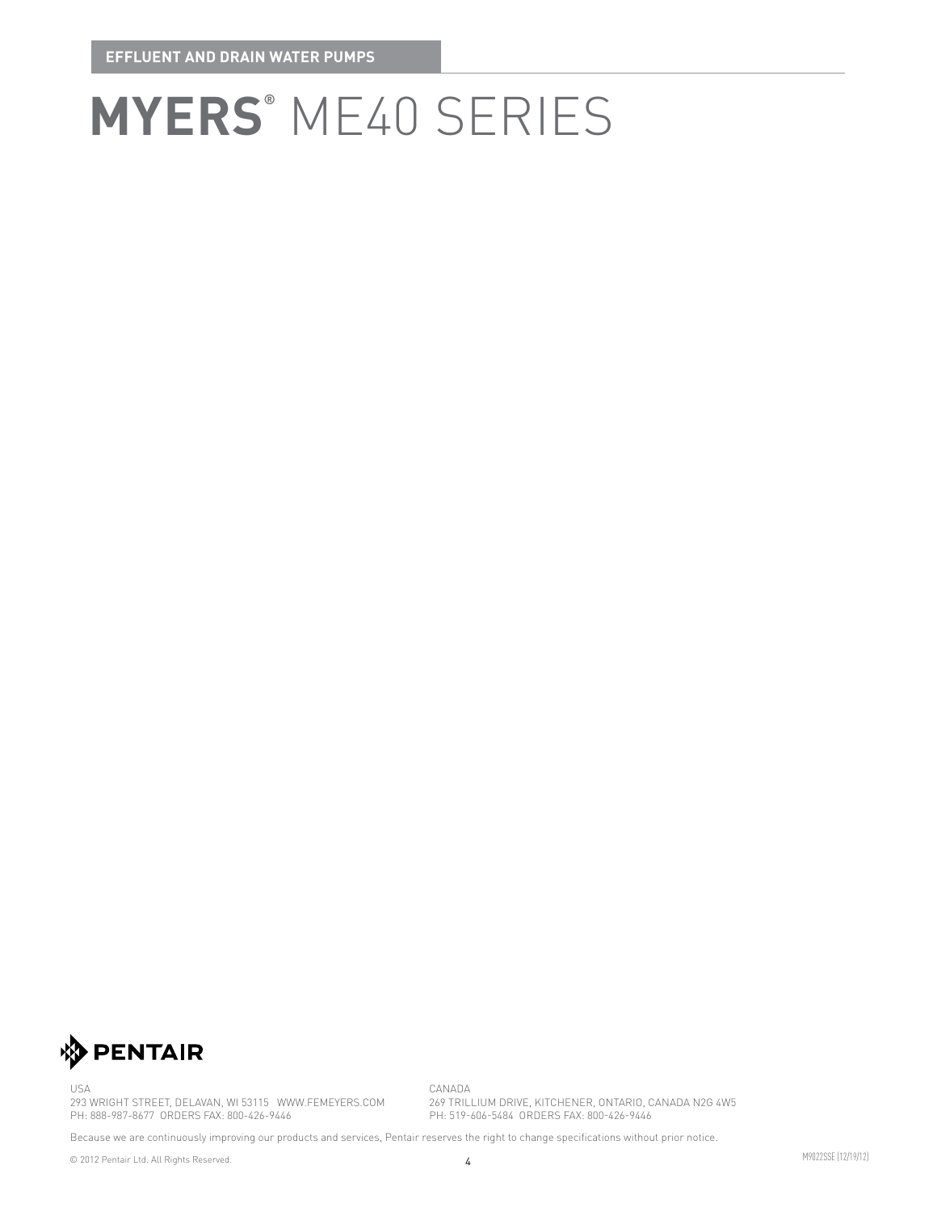EFFLUENT AND DRAIN WATER PUMPS

# MYERS® ME40 SERIES

PENTAIR

USA
293 WRIGHT STREET, DELAVAN, WI 53115 WWW.FEMEYERS.COM
PH: 888-987-8677 ORDERS FAX: 800-426-9446

CANADA
269 TRILLIUM DRIVE, KITCHENER, ONTARIO, CANADA N2G 4W5
PH: 519-606-5484 ORDERS FAX: 800-426-9446

Because we are continuously improving our products and services, Pentair reserves the right to change specifications without prior notice.

© 2012 Pentair Ltd. All Rights Reserved.

M9022SSE (12/19/12)